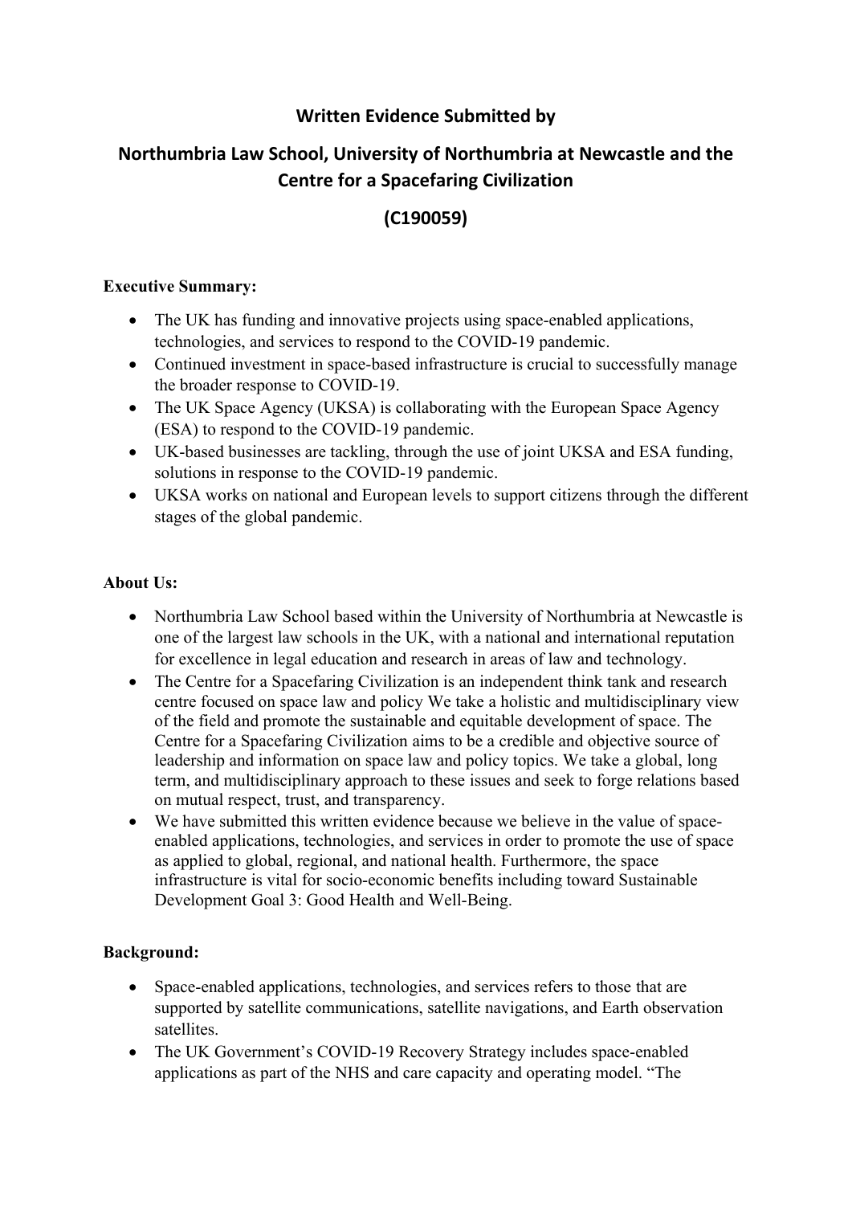# Written Evidence Submitted by

# Northumbria Law School, University of Northumbria at Newcastle and the Centre for a Spacefaring Civilization

# (C190059)

**Executive Summary:**

- The UK has funding and innovative projects using space-enabled applications, technologies, and services to respond to the COVID-19 pandemic.
- Continued investment in space-based infrastructure is crucial to successfully manage the broader response to COVID-19.
- The UK Space Agency (UKSA) is collaborating with the European Space Agency (ESA) to respond to the COVID-19 pandemic.
- UK-based businesses are tackling, through the use of joint UKSA and ESA funding, solutions in response to the COVID-19 pandemic.
- UKSA works on national and European levels to support citizens through the different stages of the global pandemic.

**About Us:**

- Northumbria Law School based within the University of Northumbria at Newcastle is one of the largest law schools in the UK, with a national and international reputation for excellence in legal education and research in areas of law and technology.
- The Centre for a Spacefaring Civilization is an independent think tank and research centre focused on space law and policy We take a holistic and multidisciplinary view of the field and promote the sustainable and equitable development of space. The Centre for a Spacefaring Civilization aims to be a credible and objective source of leadership and information on space law and policy topics. We take a global, long term, and multidisciplinary approach to these issues and seek to forge relations based on mutual respect, trust, and transparency.
- We have submitted this written evidence because we believe in the value of space-enabled applications, technologies, and services in order to promote the use of space as applied to global, regional, and national health. Furthermore, the space infrastructure is vital for socio-economic benefits including toward Sustainable Development Goal 3: Good Health and Well-Being.

**Background:**

- Space-enabled applications, technologies, and services refers to those that are supported by satellite communications, satellite navigations, and Earth observation satellites.
- The UK Government's COVID-19 Recovery Strategy includes space-enabled applications as part of the NHS and care capacity and operating model. "The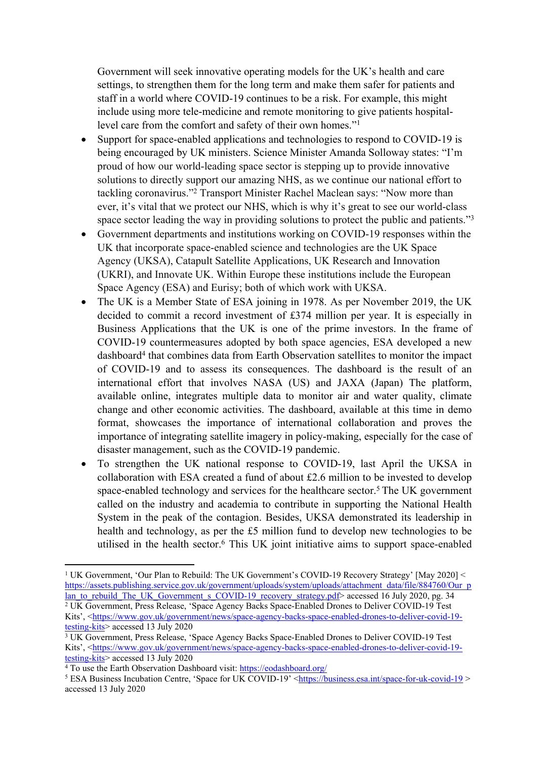Government will seek innovative operating models for the UK's health and care settings, to strengthen them for the long term and make them safer for patients and staff in a world where COVID-19 continues to be a risk. For example, this might include using more tele-medicine and remote monitoring to give patients hospital-level care from the comfort and safety of their own homes."[1]

- Support for space-enabled applications and technologies to respond to COVID-19 is being encouraged by UK ministers. Science Minister Amanda Solloway states: "I'm proud of how our world-leading space sector is stepping up to provide innovative solutions to directly support our amazing NHS, as we continue our national effort to tackling coronavirus."[2] Transport Minister Rachel Maclean says: "Now more than ever, it's vital that we protect our NHS, which is why it's great to see our world-class space sector leading the way in providing solutions to protect the public and patients."[3]
- Government departments and institutions working on COVID-19 responses within the UK that incorporate space-enabled science and technologies are the UK Space Agency (UKSA), Catapult Satellite Applications, UK Research and Innovation (UKRI), and Innovate UK. Within Europe these institutions include the European Space Agency (ESA) and Eurisy; both of which work with UKSA.
- The UK is a Member State of ESA joining in 1978. As per November 2019, the UK decided to commit a record investment of £374 million per year. It is especially in Business Applications that the UK is one of the prime investors. In the frame of COVID-19 countermeasures adopted by both space agencies, ESA developed a new dashboard[4] that combines data from Earth Observation satellites to monitor the impact of COVID-19 and to assess its consequences. The dashboard is the result of an international effort that involves NASA (US) and JAXA (Japan) The platform, available online, integrates multiple data to monitor air and water quality, climate change and other economic activities. The dashboard, available at this time in demo format, showcases the importance of international collaboration and proves the importance of integrating satellite imagery in policy-making, especially for the case of disaster management, such as the COVID-19 pandemic.
- To strengthen the UK national response to COVID-19, last April the UKSA in collaboration with ESA created a fund of about £2.6 million to be invested to develop space-enabled technology and services for the healthcare sector.[5] The UK government called on the industry and academia to contribute in supporting the National Health System in the peak of the contagion. Besides, UKSA demonstrated its leadership in health and technology, as per the £5 million fund to develop new technologies to be utilised in the health sector.[6] This UK joint initiative aims to support space-enabled

---

[1] UK Government, 'Our Plan to Rebuild: The UK Government's COVID-19 Recovery Strategy' [May 2020] < https://assets.publishing.service.gov.uk/government/uploads/system/uploads/attachment_data/file/884760/Our_plan_to_rebuild_The_UK_Government_s_COVID-19_recovery_strategy.pdf> accessed 16 July 2020, pg. 34

[2] UK Government, Press Release, 'Space Agency Backs Space-Enabled Drones to Deliver COVID-19 Test Kits', <https://www.gov.uk/government/news/space-agency-backs-space-enabled-drones-to-deliver-covid-19-testing-kits> accessed 13 July 2020

[3] UK Government, Press Release, 'Space Agency Backs Space-Enabled Drones to Deliver COVID-19 Test Kits', <https://www.gov.uk/government/news/space-agency-backs-space-enabled-drones-to-deliver-covid-19-testing-kits> accessed 13 July 2020

[4] To use the Earth Observation Dashboard visit: https://eodashboard.org/

[5] ESA Business Incubation Centre, 'Space for UK COVID-19' <https://business.esa.int/space-for-uk-covid-19 > accessed 13 July 2020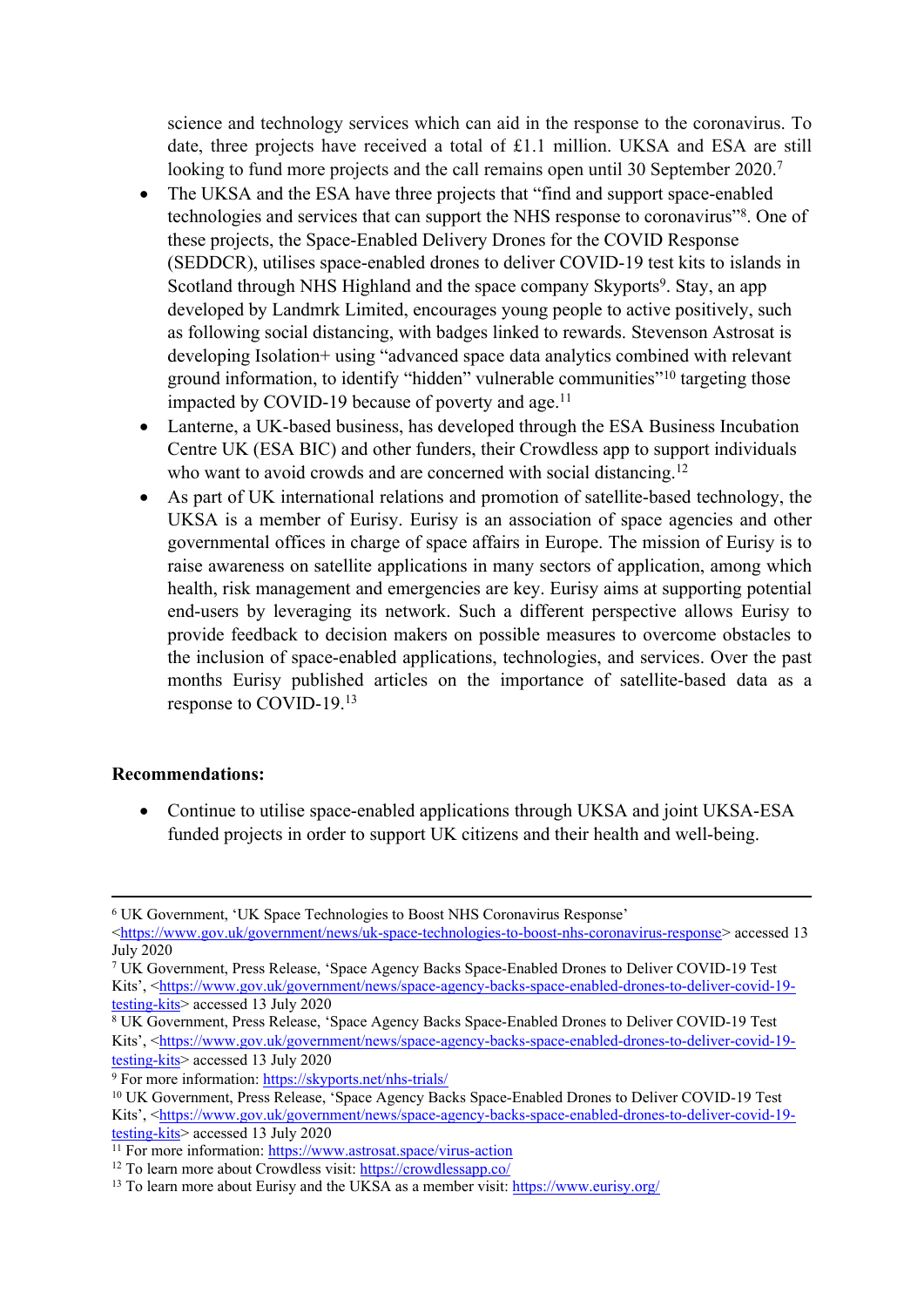science and technology services which can aid in the response to the coronavirus. To date, three projects have received a total of £1.1 million. UKSA and ESA are still looking to fund more projects and the call remains open until 30 September 2020.[7]

- The UKSA and the ESA have three projects that "find and support space-enabled technologies and services that can support the NHS response to coronavirus"[8]. One of these projects, the Space-Enabled Delivery Drones for the COVID Response (SEDDCR), utilises space-enabled drones to deliver COVID-19 test kits to islands in Scotland through NHS Highland and the space company Skyports[9]. Stay, an app developed by Landmrk Limited, encourages young people to active positively, such as following social distancing, with badges linked to rewards. Stevenson Astrosat is developing Isolation+ using "advanced space data analytics combined with relevant ground information, to identify "hidden" vulnerable communities"[10] targeting those impacted by COVID-19 because of poverty and age.[11]
- Lanterne, a UK-based business, has developed through the ESA Business Incubation Centre UK (ESA BIC) and other funders, their Crowdless app to support individuals who want to avoid crowds and are concerned with social distancing.[12]
- As part of UK international relations and promotion of satellite-based technology, the UKSA is a member of Eurisy. Eurisy is an association of space agencies and other governmental offices in charge of space affairs in Europe. The mission of Eurisy is to raise awareness on satellite applications in many sectors of application, among which health, risk management and emergencies are key. Eurisy aims at supporting potential end-users by leveraging its network. Such a different perspective allows Eurisy to provide feedback to decision makers on possible measures to overcome obstacles to the inclusion of space-enabled applications, technologies, and services. Over the past months Eurisy published articles on the importance of satellite-based data as a response to COVID-19.[13]

**Recommendations:**

- Continue to utilise space-enabled applications through UKSA and joint UKSA-ESA funded projects in order to support UK citizens and their health and well-being.

---

[6] UK Government, 'UK Space Technologies to Boost NHS Coronavirus Response' <https://www.gov.uk/government/news/uk-space-technologies-to-boost-nhs-coronavirus-response> accessed 13 July 2020

[7] UK Government, Press Release, 'Space Agency Backs Space-Enabled Drones to Deliver COVID-19 Test Kits', <https://www.gov.uk/government/news/space-agency-backs-space-enabled-drones-to-deliver-covid-19-testing-kits> accessed 13 July 2020

[8] UK Government, Press Release, 'Space Agency Backs Space-Enabled Drones to Deliver COVID-19 Test Kits', <https://www.gov.uk/government/news/space-agency-backs-space-enabled-drones-to-deliver-covid-19-testing-kits> accessed 13 July 2020

[9] For more information: https://skyports.net/nhs-trials/

[10] UK Government, Press Release, 'Space Agency Backs Space-Enabled Drones to Deliver COVID-19 Test Kits', <https://www.gov.uk/government/news/space-agency-backs-space-enabled-drones-to-deliver-covid-19-testing-kits> accessed 13 July 2020

[11] For more information: https://www.astrosat.space/virus-action

[12] To learn more about Crowdless visit: https://crowdlessapp.co/

[13] To learn more about Eurisy and the UKSA as a member visit: https://www.eurisy.org/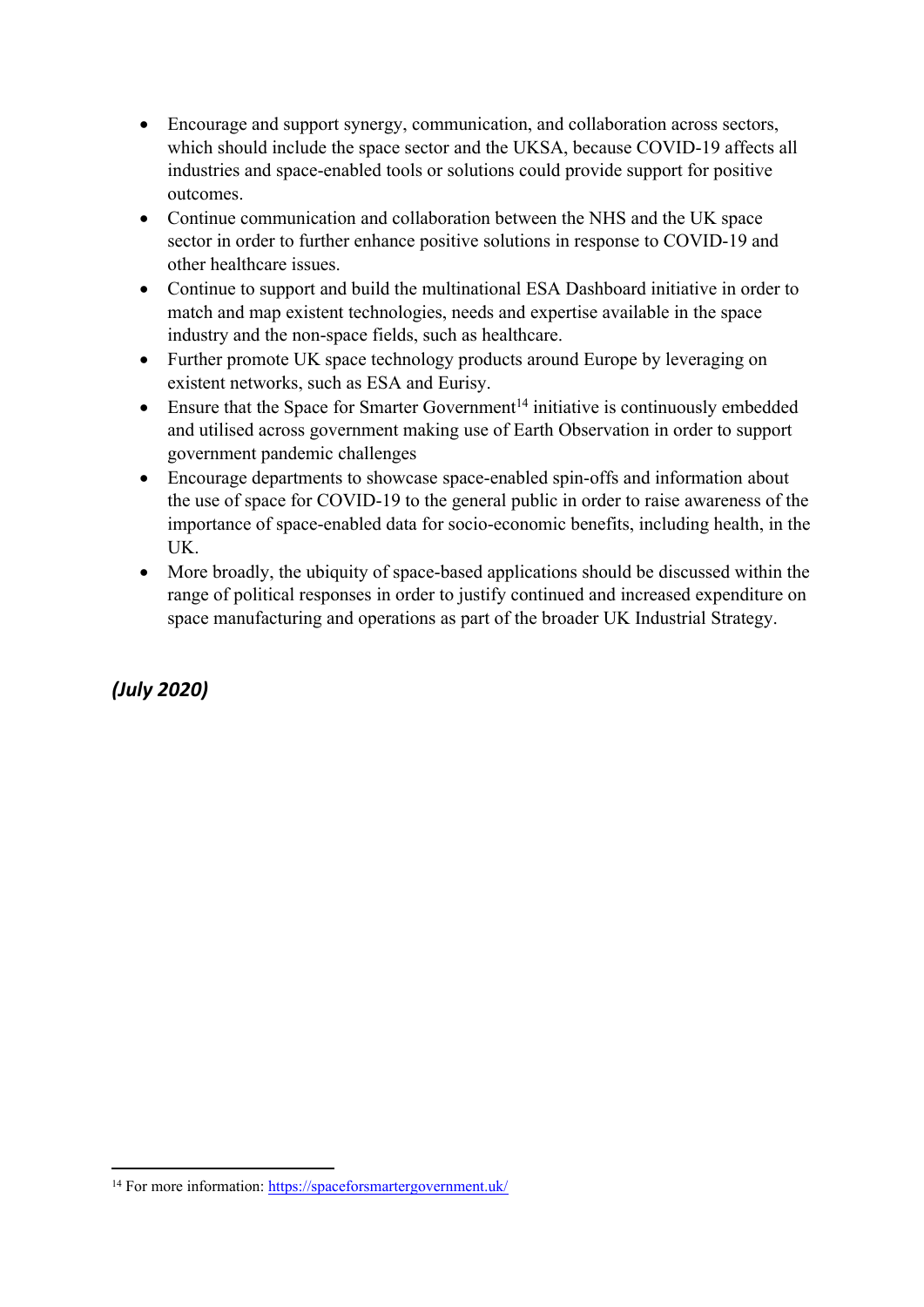- Encourage and support synergy, communication, and collaboration across sectors, which should include the space sector and the UKSA, because COVID-19 affects all industries and space-enabled tools or solutions could provide support for positive outcomes.
- Continue communication and collaboration between the NHS and the UK space sector in order to further enhance positive solutions in response to COVID-19 and other healthcare issues.
- Continue to support and build the multinational ESA Dashboard initiative in order to match and map existent technologies, needs and expertise available in the space industry and the non-space fields, such as healthcare.
- Further promote UK space technology products around Europe by leveraging on existent networks, such as ESA and Eurisy.
- Ensure that the Space for Smarter Government[14] initiative is continuously embedded and utilised across government making use of Earth Observation in order to support government pandemic challenges
- Encourage departments to showcase space-enabled spin-offs and information about the use of space for COVID-19 to the general public in order to raise awareness of the importance of space-enabled data for socio-economic benefits, including health, in the UK.
- More broadly, the ubiquity of space-based applications should be discussed within the range of political responses in order to justify continued and increased expenditure on space manufacturing and operations as part of the broader UK Industrial Strategy.

***(July 2020)***

[14] For more information: https://spaceforsmartergovernment.uk/